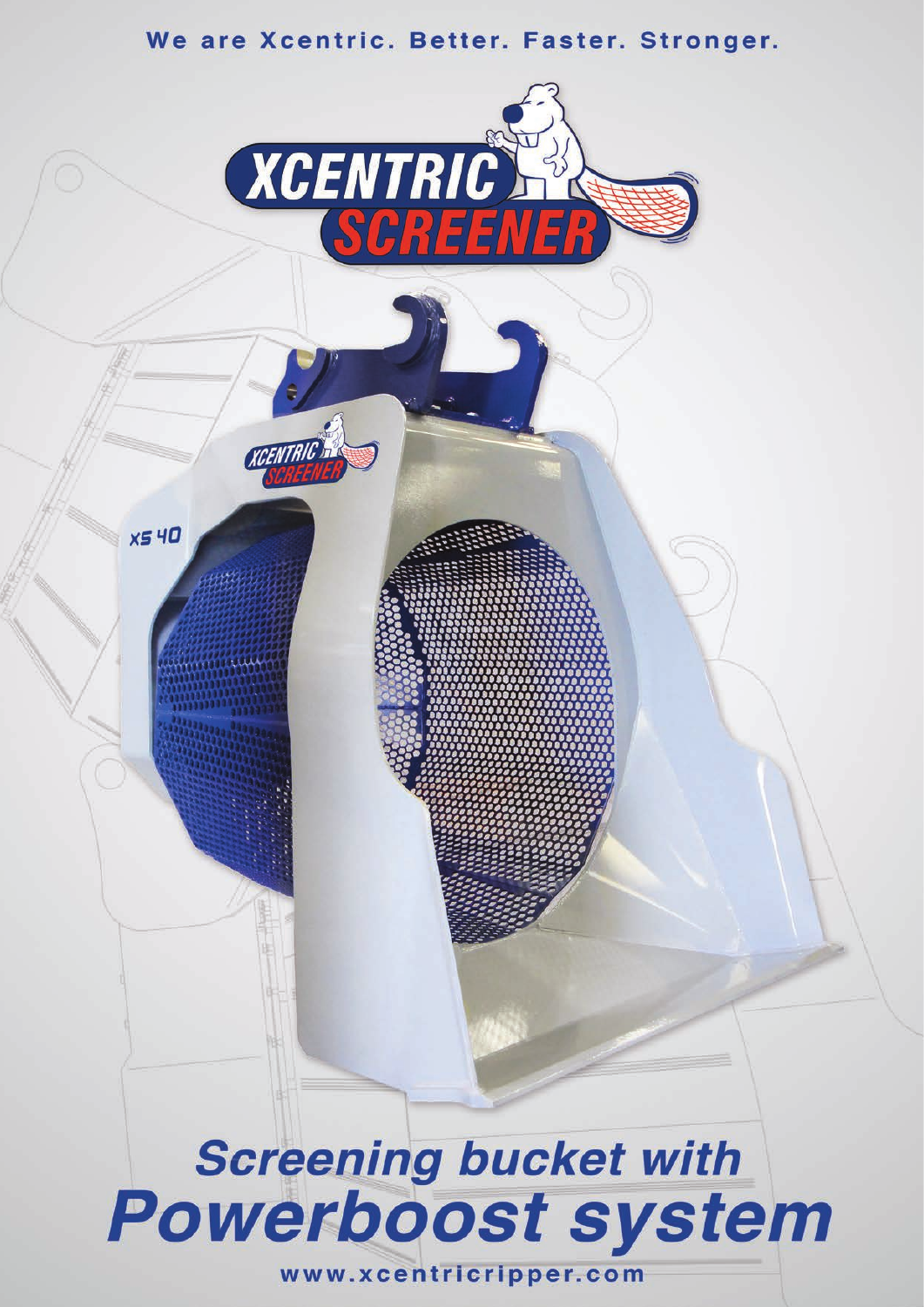We are Xcentric. Better. Faster. Stronger.

# XCENTRIC SCREENER

XCENTRIC SCREENER

XS 40

# *Screening bucket with Powerboost system*

www.xcentricripper.com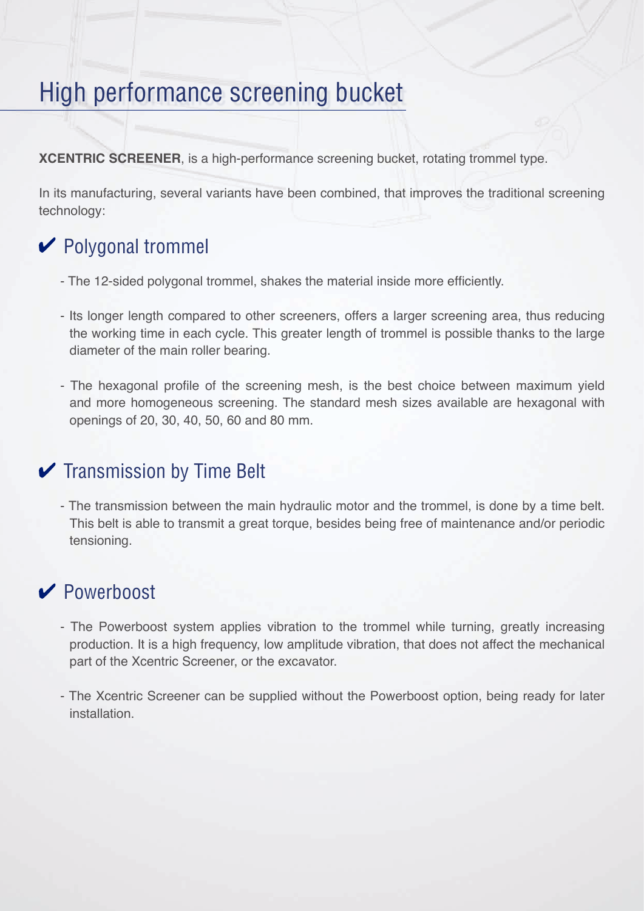# High performance screening bucket

**XCENTRIC SCREENER**, is a high-performance screening bucket, rotating trommel type.

In its manufacturing, several variants have been combined, that improves the traditional screening technology:

## ✔ Polygonal trommel

- The 12-sided polygonal trommel, shakes the material inside more efficiently.
- Its longer length compared to other screeners, offers a larger screening area, thus reducing the working time in each cycle. This greater length of trommel is possible thanks to the large diameter of the main roller bearing.
- The hexagonal profile of the screening mesh, is the best choice between maximum yield and more homogeneous screening. The standard mesh sizes available are hexagonal with openings of 20, 30, 40, 50, 60 and 80 mm.

## ✔ Transmission by Time Belt

- The transmission between the main hydraulic motor and the trommel, is done by a time belt. This belt is able to transmit a great torque, besides being free of maintenance and/or periodic tensioning.

## ✔ Powerboost

- The Powerboost system applies vibration to the trommel while turning, greatly increasing production. It is a high frequency, low amplitude vibration, that does not affect the mechanical part of the Xcentric Screener, or the excavator.
- The Xcentric Screener can be supplied without the Powerboost option, being ready for later installation.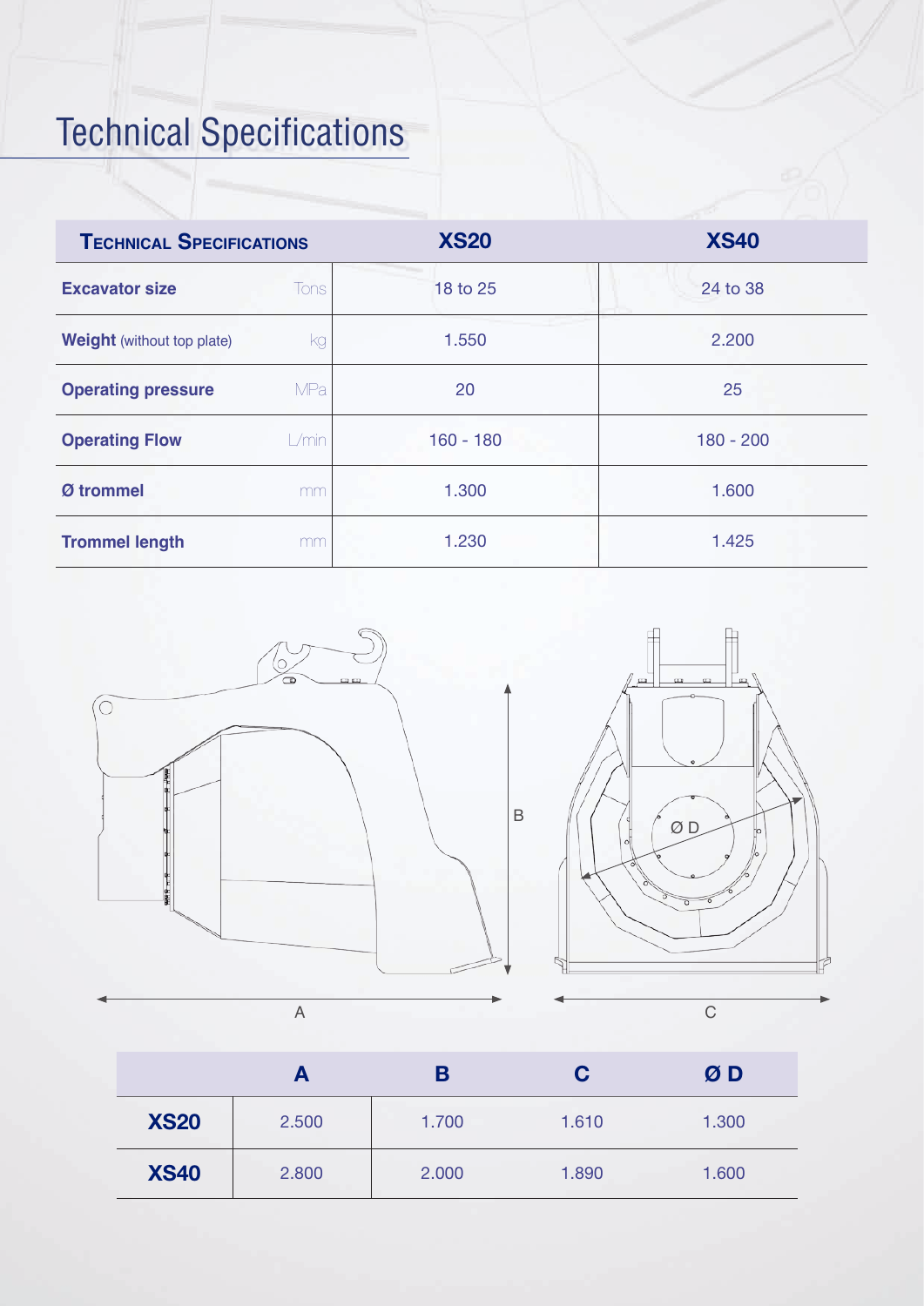# Technical Specifications

| Technical Specifications | | XS20 | XS40 |
|---|---|---|---|
| **Excavator size** | Tons | 18 to 25 | 24 to 38 |
| **Weight** (without top plate) | kg | 1.550 | 2.200 |
| **Operating pressure** | MPa | 20 | 25 |
| **Operating Flow** | L/min | 160 - 180 | 180 - 200 |
| **Ø trommel** | mm | 1.300 | 1.600 |
| **Trommel length** | mm | 1.230 | 1.425 |

| | A | B | C | Ø D |
|---|---|---|---|---|
| **XS20** | 2.500 | 1.700 | 1.610 | 1.300 |
| **XS40** | 2.800 | 2.000 | 1.890 | 1.600 |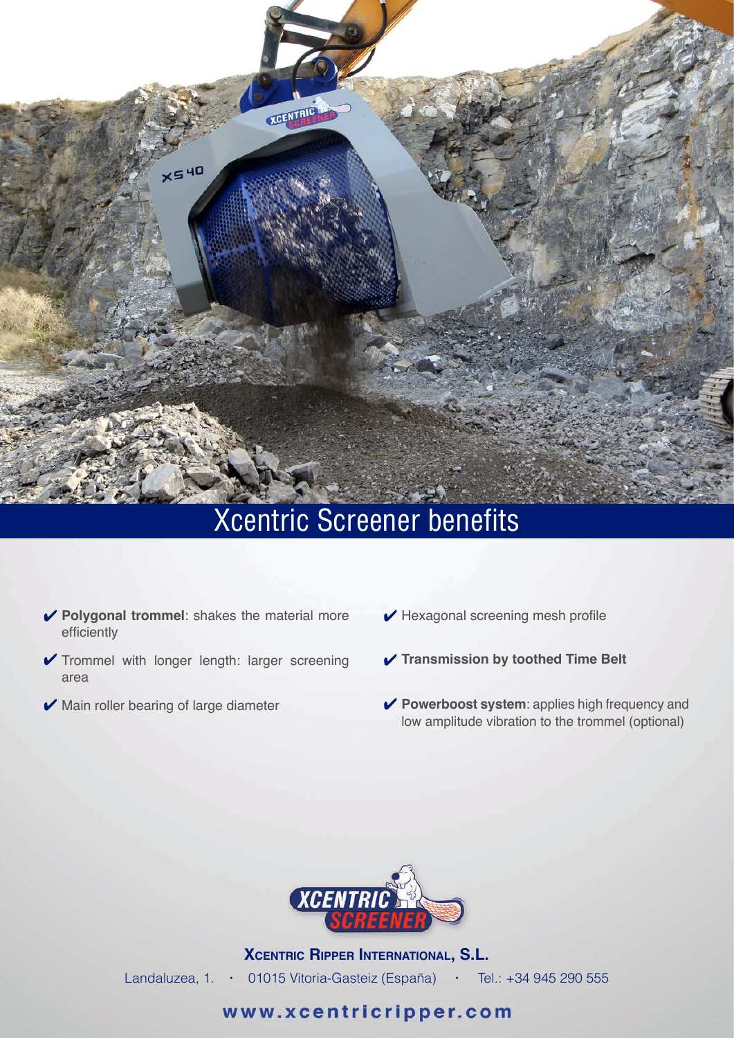# Xcentric Screener benefits

- **Polygonal trommel**: shakes the material more efficiently
- Trommel with longer length: larger screening area
- Main roller bearing of large diameter
- Hexagonal screening mesh profile
- **Transmission by toothed Time Belt**
- **Powerboost system**: applies high frequency and low amplitude vibration to the trommel (optional)

**Xcentric Ripper International, S.L.**

Landaluzea, 1. · 01015 Vitoria-Gasteiz (España) · Tel.: +34 945 290 555

**www.xcentricripper.com**